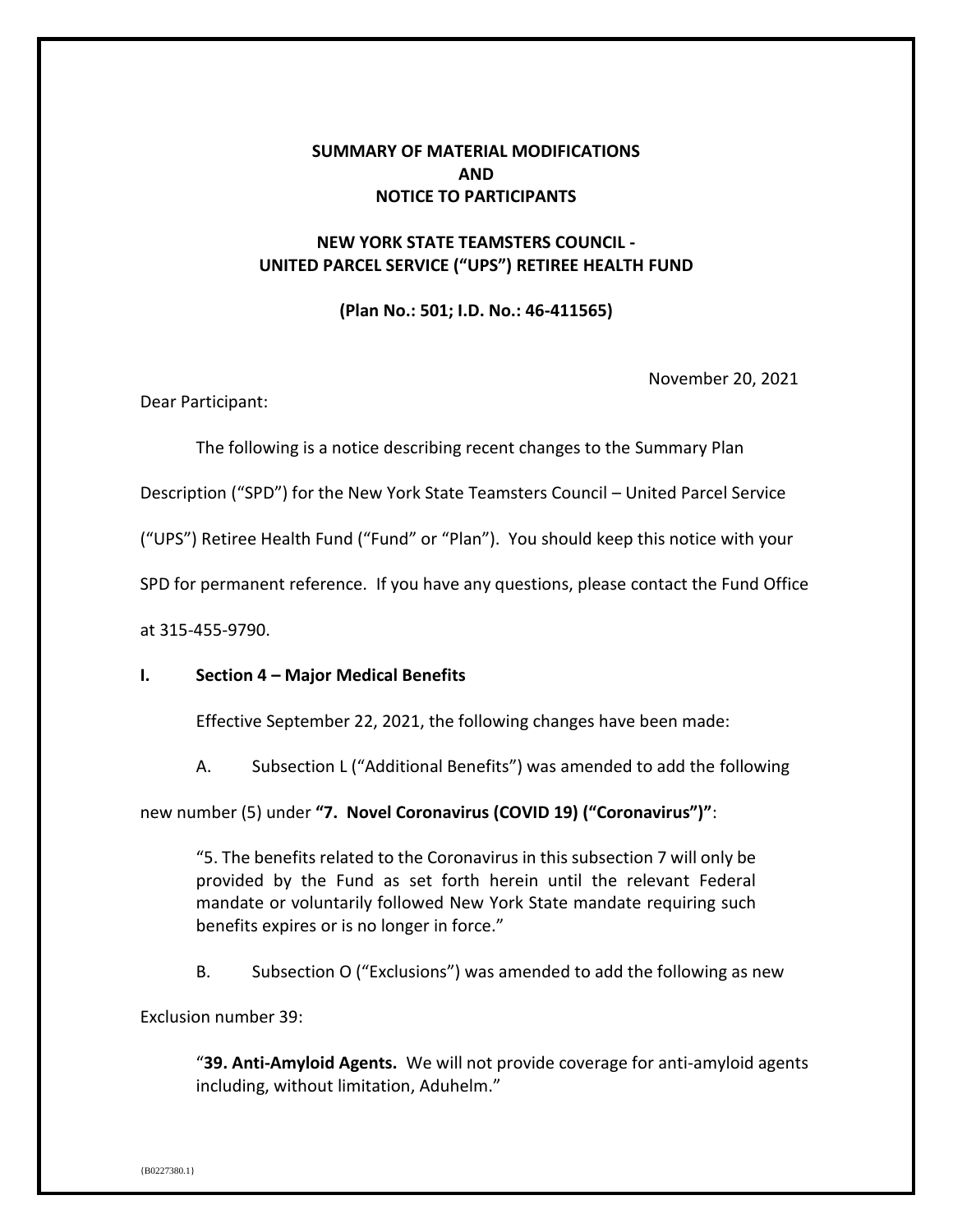**SUMMARY OF MATERIAL MODIFICATIONS**
**AND**
**NOTICE TO PARTICIPANTS**

**NEW YORK STATE TEAMSTERS COUNCIL -**
**UNITED PARCEL SERVICE ("UPS") RETIREE HEALTH FUND**

**(Plan No.: 501; I.D. No.: 46-411565)**

November 20, 2021

Dear Participant:

The following is a notice describing recent changes to the Summary Plan Description ("SPD") for the New York State Teamsters Council – United Parcel Service ("UPS") Retiree Health Fund ("Fund" or "Plan"). You should keep this notice with your SPD for permanent reference. If you have any questions, please contact the Fund Office at 315-455-9790.

## I. Section 4 – Major Medical Benefits

Effective September 22, 2021, the following changes have been made:

A. Subsection L ("Additional Benefits") was amended to add the following new number (5) under **"7. Novel Coronavirus (COVID 19) ("Coronavirus")"**:

> "5. The benefits related to the Coronavirus in this subsection 7 will only be provided by the Fund as set forth herein until the relevant Federal mandate or voluntarily followed New York State mandate requiring such benefits expires or is no longer in force."

B. Subsection O ("Exclusions") was amended to add the following as new Exclusion number 39:

> "**39. Anti-Amyloid Agents.** We will not provide coverage for anti-amyloid agents including, without limitation, Aduhelm."

{B0227380.1}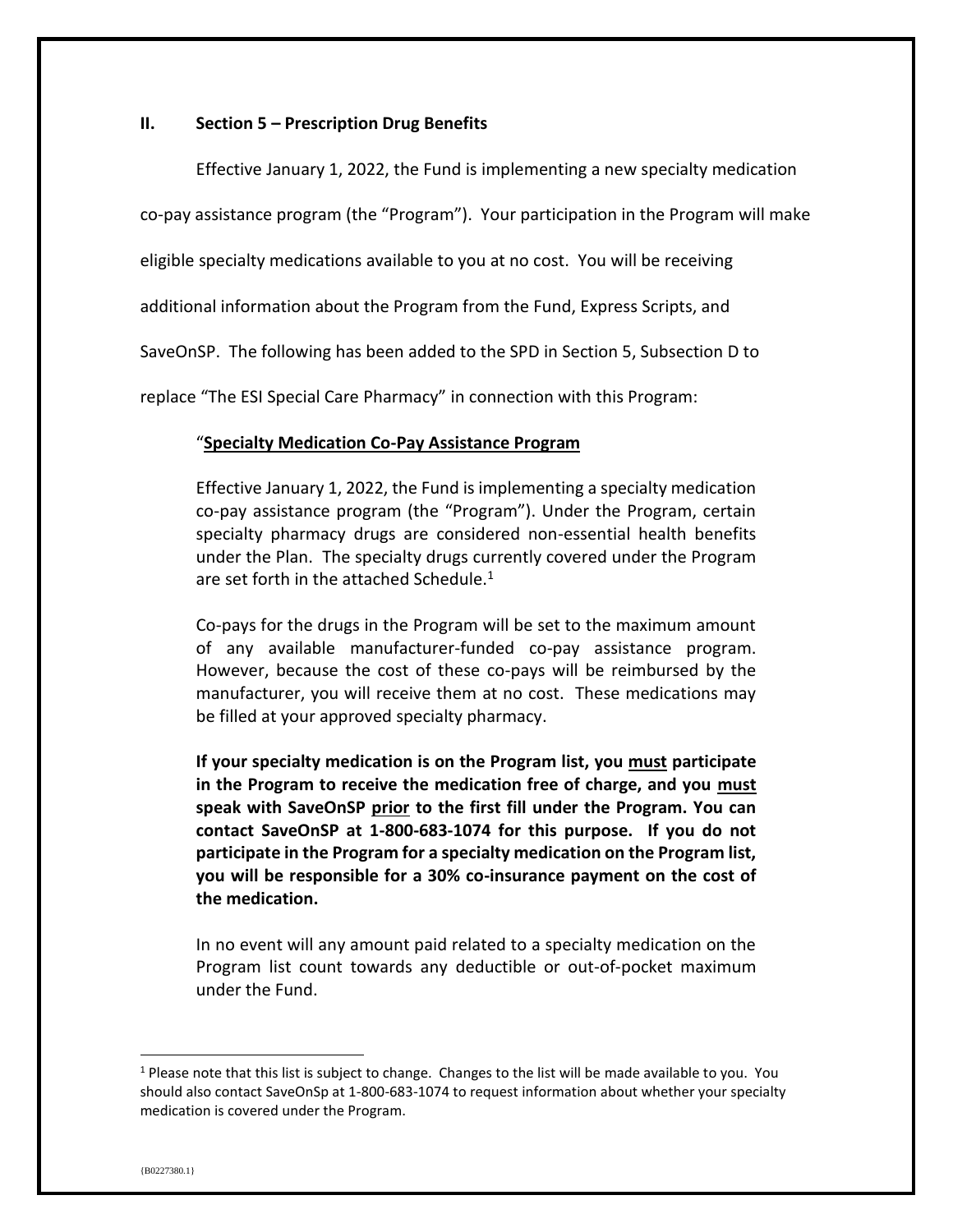## II. Section 5 – Prescription Drug Benefits

Effective January 1, 2022, the Fund is implementing a new specialty medication co-pay assistance program (the "Program"). Your participation in the Program will make eligible specialty medications available to you at no cost. You will be receiving additional information about the Program from the Fund, Express Scripts, and SaveOnSP. The following has been added to the SPD in Section 5, Subsection D to replace "The ESI Special Care Pharmacy" in connection with this Program:

> "**Specialty Medication Co-Pay Assistance Program**
>
> Effective January 1, 2022, the Fund is implementing a specialty medication co-pay assistance program (the "Program"). Under the Program, certain specialty pharmacy drugs are considered non-essential health benefits under the Plan. The specialty drugs currently covered under the Program are set forth in the attached Schedule.[1]
>
> Co-pays for the drugs in the Program will be set to the maximum amount of any available manufacturer-funded co-pay assistance program. However, because the cost of these co-pays will be reimbursed by the manufacturer, you will receive them at no cost. These medications may be filled at your approved specialty pharmacy.
>
> **If your specialty medication is on the Program list, you must participate in the Program to receive the medication free of charge, and you must speak with SaveOnSP prior to the first fill under the Program. You can contact SaveOnSP at 1-800-683-1074 for this purpose. If you do not participate in the Program for a specialty medication on the Program list, you will be responsible for a 30% co-insurance payment on the cost of the medication.**
>
> In no event will any amount paid related to a specialty medication on the Program list count towards any deductible or out-of-pocket maximum under the Fund.

[1] Please note that this list is subject to change. Changes to the list will be made available to you. You should also contact SaveOnSp at 1-800-683-1074 to request information about whether your specialty medication is covered under the Program.

{B0227380.1}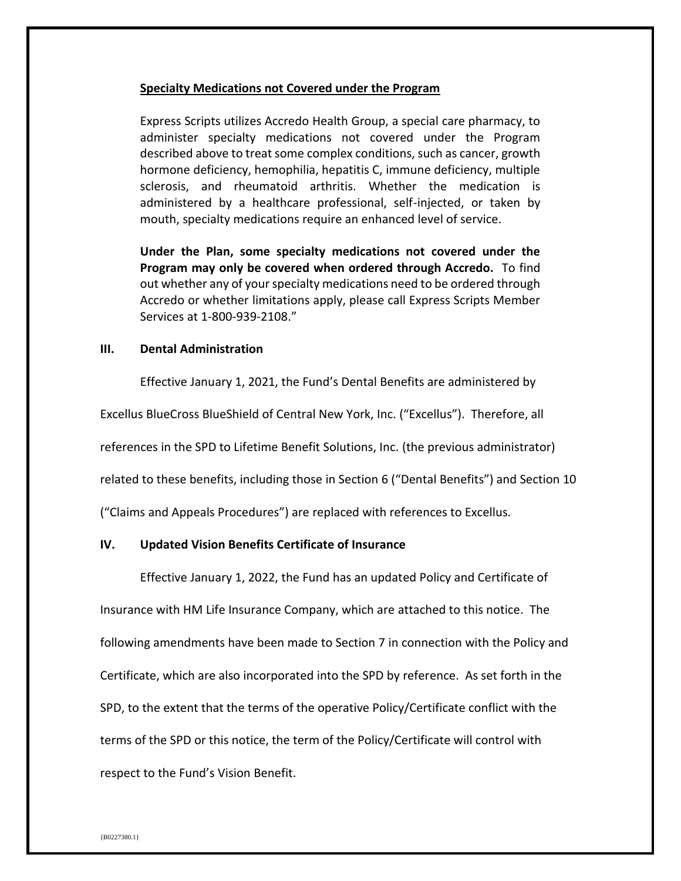**Specialty Medications not Covered under the Program**

Express Scripts utilizes Accredo Health Group, a special care pharmacy, to administer specialty medications not covered under the Program described above to treat some complex conditions, such as cancer, growth hormone deficiency, hemophilia, hepatitis C, immune deficiency, multiple sclerosis, and rheumatoid arthritis. Whether the medication is administered by a healthcare professional, self-injected, or taken by mouth, specialty medications require an enhanced level of service.

**Under the Plan, some specialty medications not covered under the Program may only be covered when ordered through Accredo.** To find out whether any of your specialty medications need to be ordered through Accredo or whether limitations apply, please call Express Scripts Member Services at 1-800-939-2108."

## III. Dental Administration

Effective January 1, 2021, the Fund's Dental Benefits are administered by Excellus BlueCross BlueShield of Central New York, Inc. ("Excellus"). Therefore, all references in the SPD to Lifetime Benefit Solutions, Inc. (the previous administrator) related to these benefits, including those in Section 6 ("Dental Benefits") and Section 10 ("Claims and Appeals Procedures") are replaced with references to Excellus.

## IV. Updated Vision Benefits Certificate of Insurance

Effective January 1, 2022, the Fund has an updated Policy and Certificate of Insurance with HM Life Insurance Company, which are attached to this notice. The following amendments have been made to Section 7 in connection with the Policy and Certificate, which are also incorporated into the SPD by reference. As set forth in the SPD, to the extent that the terms of the operative Policy/Certificate conflict with the terms of the SPD or this notice, the term of the Policy/Certificate will control with respect to the Fund's Vision Benefit.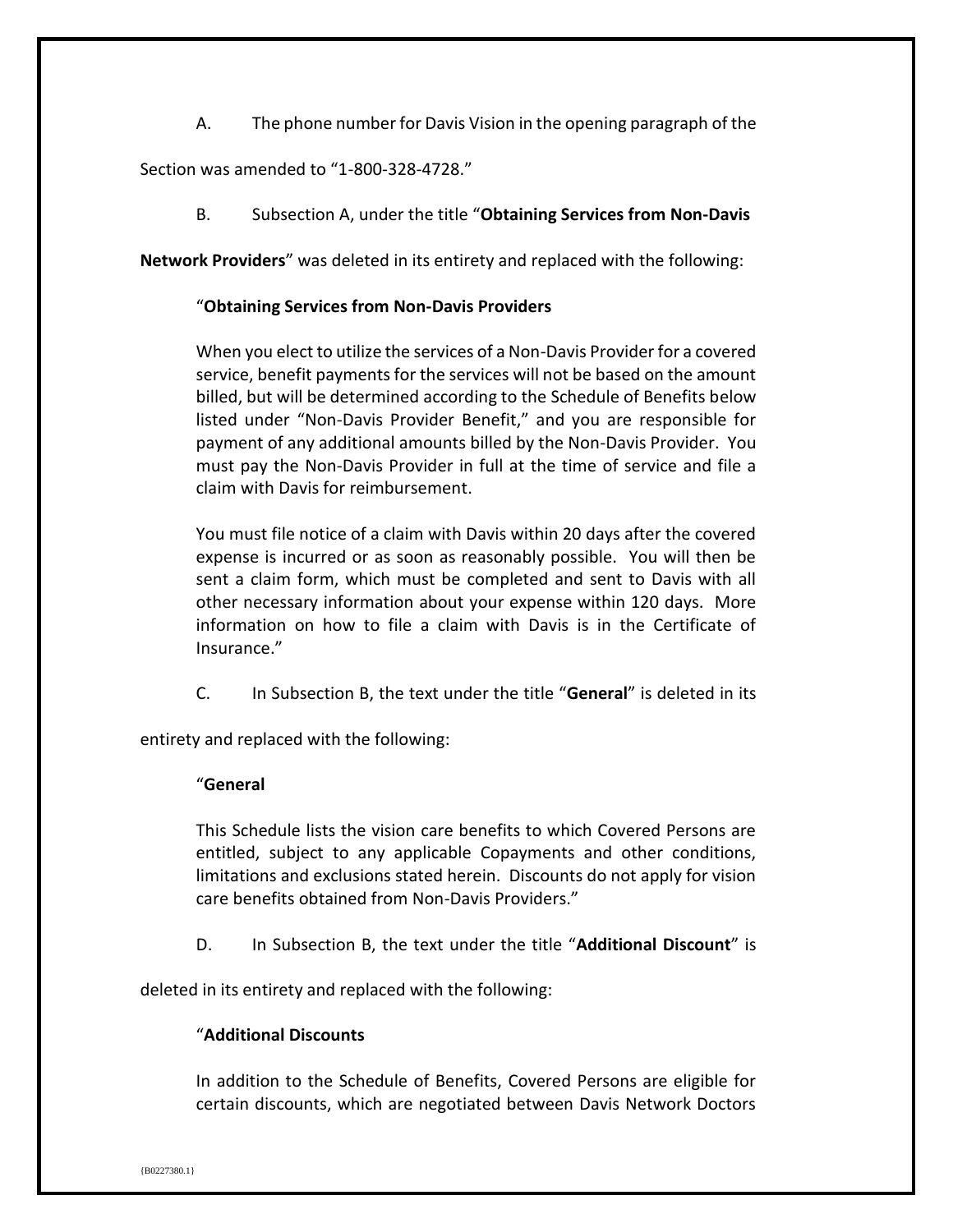A. The phone number for Davis Vision in the opening paragraph of the Section was amended to "1-800-328-4728."

B. Subsection A, under the title "**Obtaining Services from Non-Davis Network Providers**" was deleted in its entirety and replaced with the following:

> "**Obtaining Services from Non-Davis Providers**
>
> When you elect to utilize the services of a Non-Davis Provider for a covered service, benefit payments for the services will not be based on the amount billed, but will be determined according to the Schedule of Benefits below listed under "Non-Davis Provider Benefit," and you are responsible for payment of any additional amounts billed by the Non-Davis Provider. You must pay the Non-Davis Provider in full at the time of service and file a claim with Davis for reimbursement.
>
> You must file notice of a claim with Davis within 20 days after the covered expense is incurred or as soon as reasonably possible. You will then be sent a claim form, which must be completed and sent to Davis with all other necessary information about your expense within 120 days. More information on how to file a claim with Davis is in the Certificate of Insurance."

C. In Subsection B, the text under the title "**General**" is deleted in its entirety and replaced with the following:

> "**General**
>
> This Schedule lists the vision care benefits to which Covered Persons are entitled, subject to any applicable Copayments and other conditions, limitations and exclusions stated herein. Discounts do not apply for vision care benefits obtained from Non-Davis Providers."

D. In Subsection B, the text under the title "**Additional Discount**" is deleted in its entirety and replaced with the following:

> "**Additional Discounts**
>
> In addition to the Schedule of Benefits, Covered Persons are eligible for certain discounts, which are negotiated between Davis Network Doctors

{B0227380.1}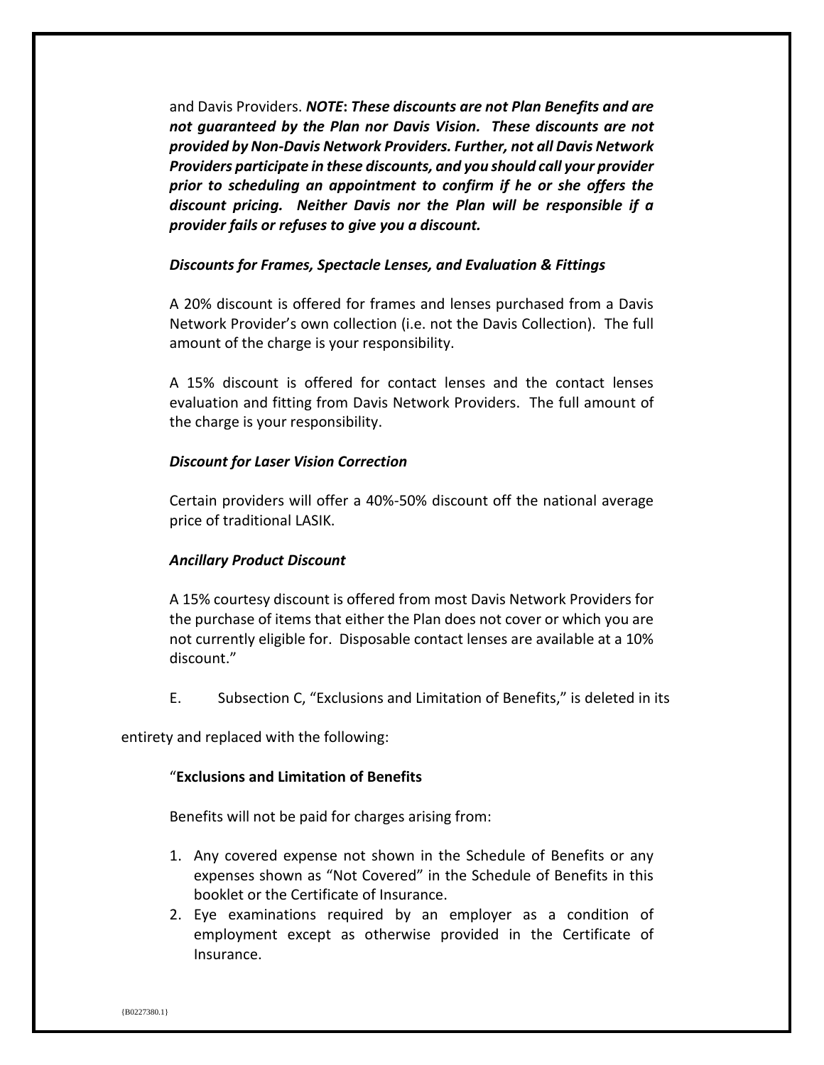and Davis Providers. ***NOTE*****:** ***These discounts are not Plan Benefits and are not guaranteed by the Plan nor Davis Vision. These discounts are not provided by Non-Davis Network Providers. Further, not all Davis Network Providers participate in these discounts, and you should call your provider prior to scheduling an appointment to confirm if he or she offers the discount pricing. Neither Davis nor the Plan will be responsible if a provider fails or refuses to give you a discount.***

***Discounts for Frames, Spectacle Lenses, and Evaluation & Fittings***

A 20% discount is offered for frames and lenses purchased from a Davis Network Provider's own collection (i.e. not the Davis Collection). The full amount of the charge is your responsibility.

A 15% discount is offered for contact lenses and the contact lenses evaluation and fitting from Davis Network Providers. The full amount of the charge is your responsibility.

***Discount for Laser Vision Correction***

Certain providers will offer a 40%-50% discount off the national average price of traditional LASIK.

***Ancillary Product Discount***

A 15% courtesy discount is offered from most Davis Network Providers for the purchase of items that either the Plan does not cover or which you are not currently eligible for. Disposable contact lenses are available at a 10% discount."

E. Subsection C, "Exclusions and Limitation of Benefits," is deleted in its entirety and replaced with the following:

"**Exclusions and Limitation of Benefits**

Benefits will not be paid for charges arising from:

1. Any covered expense not shown in the Schedule of Benefits or any expenses shown as "Not Covered" in the Schedule of Benefits in this booklet or the Certificate of Insurance.
2. Eye examinations required by an employer as a condition of employment except as otherwise provided in the Certificate of Insurance.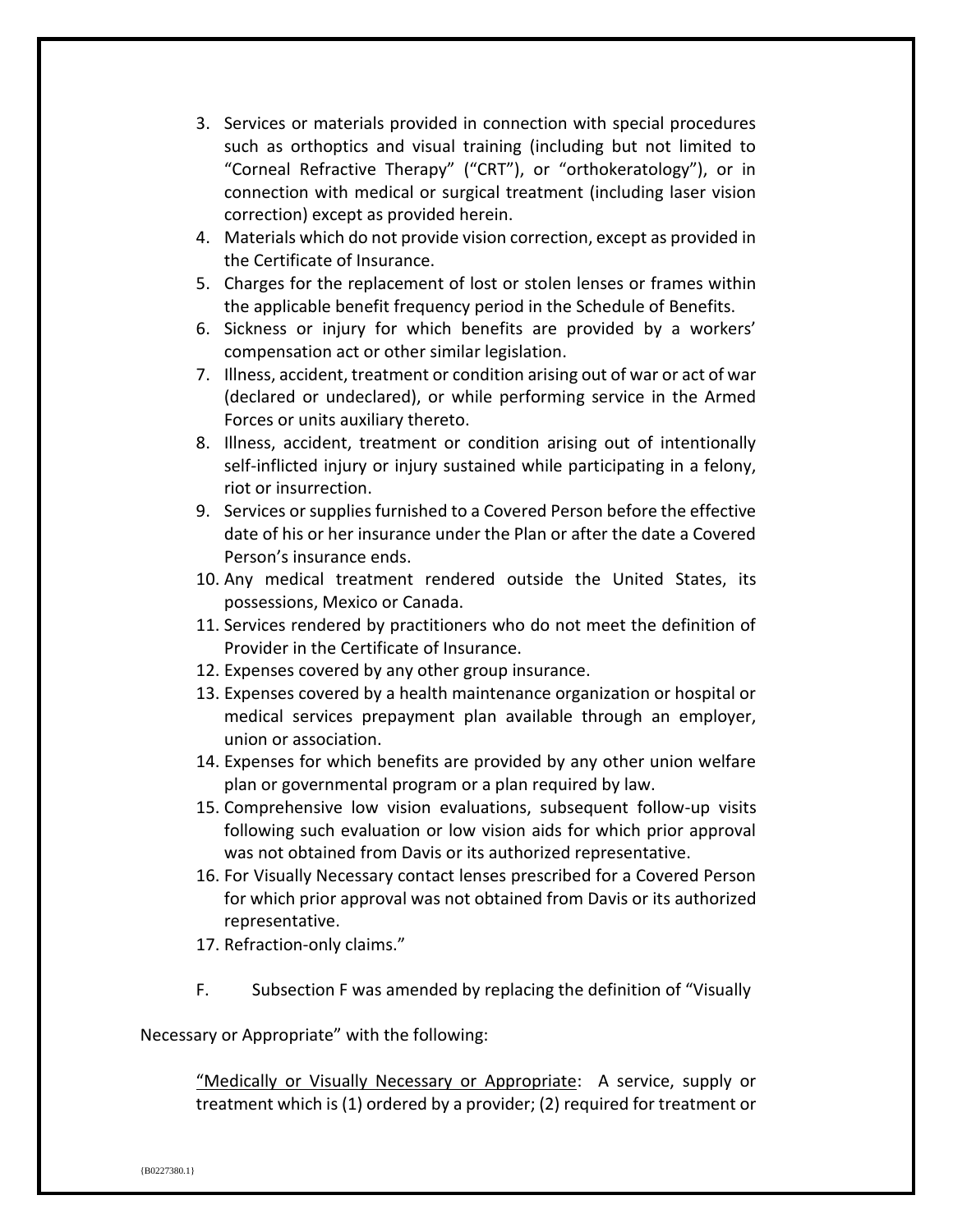3. Services or materials provided in connection with special procedures such as orthoptics and visual training (including but not limited to "Corneal Refractive Therapy" ("CRT"), or "orthokeratology"), or in connection with medical or surgical treatment (including laser vision correction) except as provided herein.
4. Materials which do not provide vision correction, except as provided in the Certificate of Insurance.
5. Charges for the replacement of lost or stolen lenses or frames within the applicable benefit frequency period in the Schedule of Benefits.
6. Sickness or injury for which benefits are provided by a workers' compensation act or other similar legislation.
7. Illness, accident, treatment or condition arising out of war or act of war (declared or undeclared), or while performing service in the Armed Forces or units auxiliary thereto.
8. Illness, accident, treatment or condition arising out of intentionally self-inflicted injury or injury sustained while participating in a felony, riot or insurrection.
9. Services or supplies furnished to a Covered Person before the effective date of his or her insurance under the Plan or after the date a Covered Person's insurance ends.
10. Any medical treatment rendered outside the United States, its possessions, Mexico or Canada.
11. Services rendered by practitioners who do not meet the definition of Provider in the Certificate of Insurance.
12. Expenses covered by any other group insurance.
13. Expenses covered by a health maintenance organization or hospital or medical services prepayment plan available through an employer, union or association.
14. Expenses for which benefits are provided by any other union welfare plan or governmental program or a plan required by law.
15. Comprehensive low vision evaluations, subsequent follow-up visits following such evaluation or low vision aids for which prior approval was not obtained from Davis or its authorized representative.
16. For Visually Necessary contact lenses prescribed for a Covered Person for which prior approval was not obtained from Davis or its authorized representative.
17. Refraction-only claims."

F. Subsection F was amended by replacing the definition of "Visually Necessary or Appropriate" with the following:

"Medically or Visually Necessary or Appropriate: A service, supply or treatment which is (1) ordered by a provider; (2) required for treatment or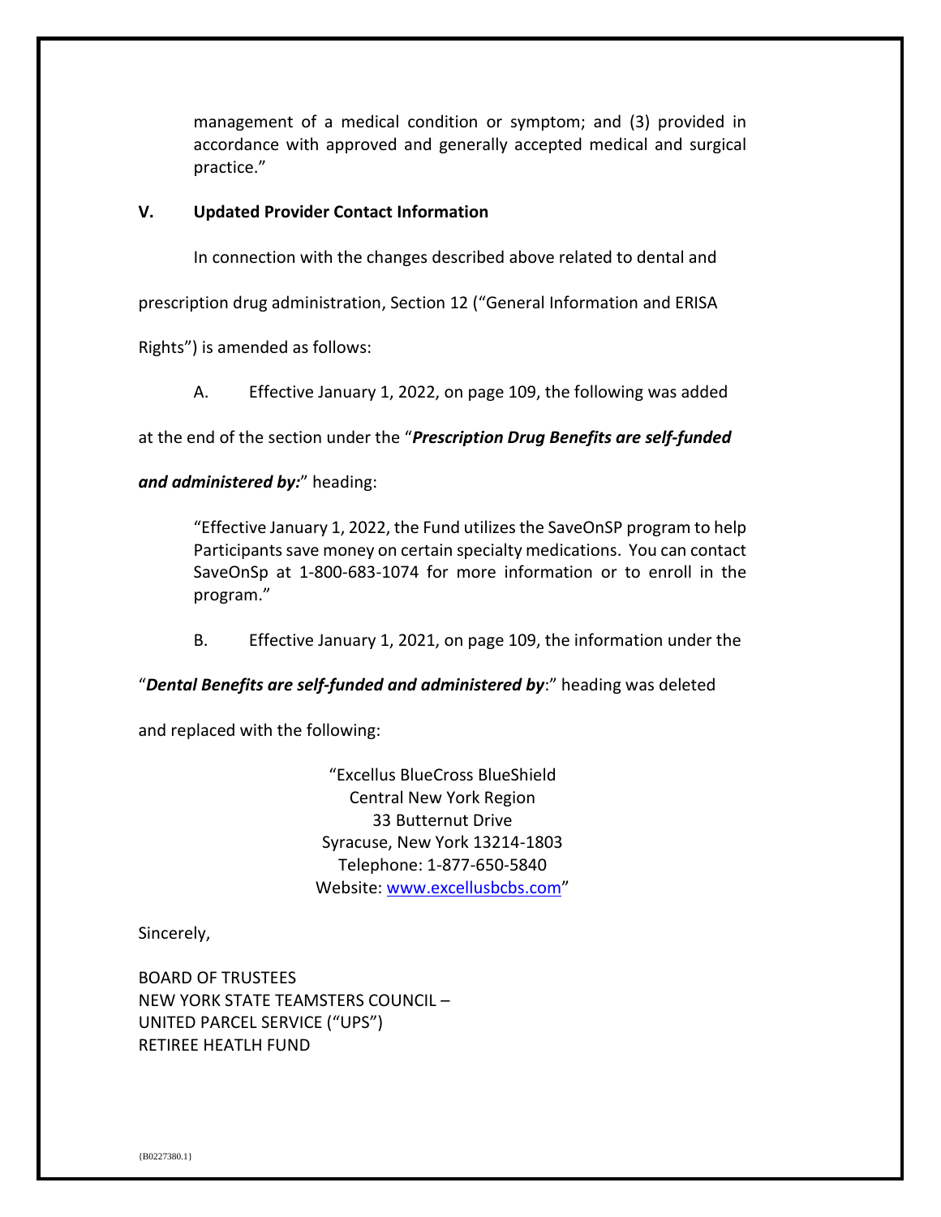management of a medical condition or symptom; and (3) provided in accordance with approved and generally accepted medical and surgical practice."

**V. Updated Provider Contact Information**

In connection with the changes described above related to dental and prescription drug administration, Section 12 ("General Information and ERISA Rights") is amended as follows:

A. Effective January 1, 2022, on page 109, the following was added at the end of the section under the "***Prescription Drug Benefits are self-funded and administered by:***" heading:

> "Effective January 1, 2022, the Fund utilizes the SaveOnSP program to help Participants save money on certain specialty medications. You can contact SaveOnSp at 1-800-683-1074 for more information or to enroll in the program."

B. Effective January 1, 2021, on page 109, the information under the "***Dental Benefits are self-funded and administered by***:" heading was deleted and replaced with the following:

"Excellus BlueCross BlueShield
Central New York Region
33 Butternut Drive
Syracuse, New York 13214-1803
Telephone: 1-877-650-5840
Website: www.excellusbcbs.com"

Sincerely,

BOARD OF TRUSTEES
NEW YORK STATE TEAMSTERS COUNCIL –
UNITED PARCEL SERVICE ("UPS")
RETIREE HEATLH FUND

{B0227380.1}